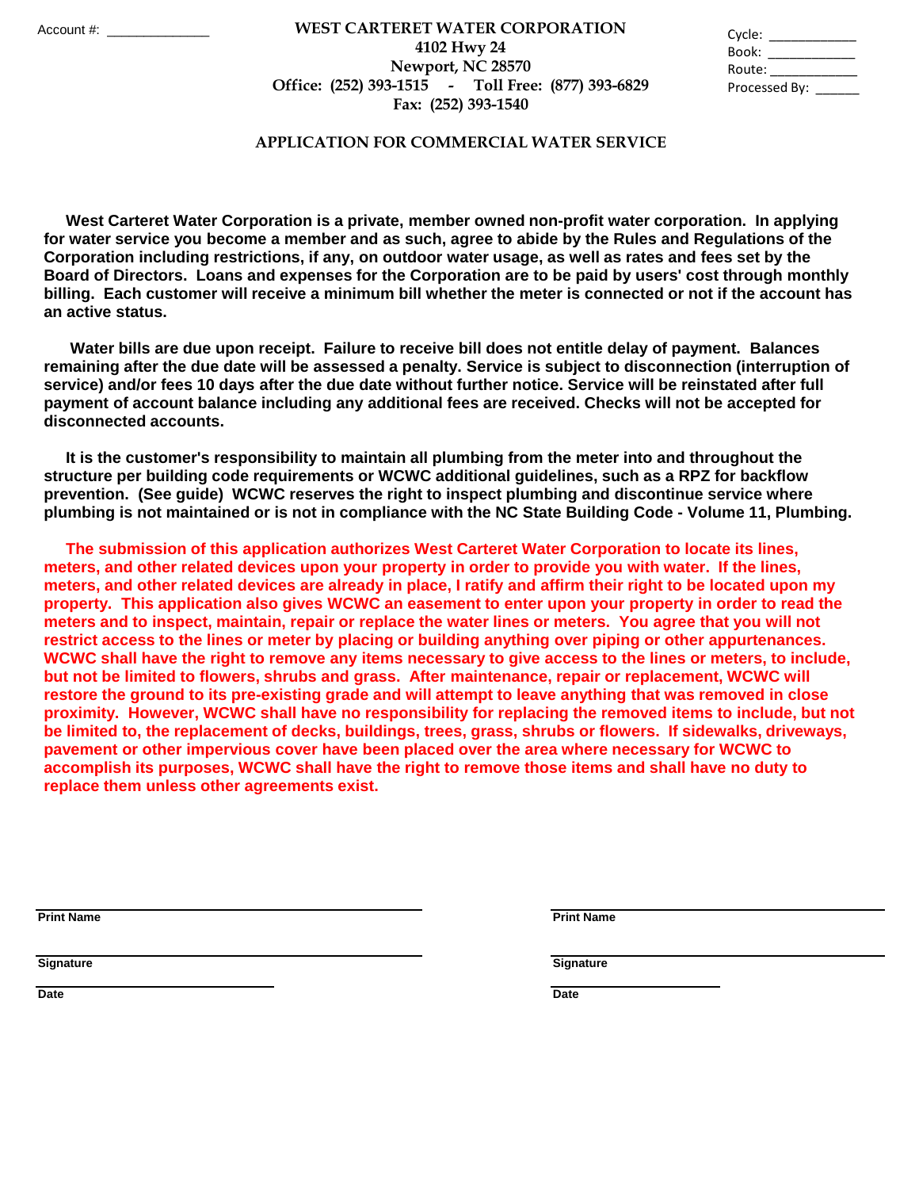Account #: ______________

**WEST CARTERET WATER CORPORATION**
**4102 Hwy 24**
**Newport, NC 28570**
**Office: (252) 393-1515 - Toll Free: (877) 393-6829**
**Fax: (252) 393-1540**

Cycle: ___________
Book: ___________
Route: ___________
Processed By: ______

## APPLICATION FOR COMMERCIAL WATER SERVICE

**West Carteret Water Corporation is a private, member owned non-profit water corporation. In applying for water service you become a member and as such, agree to abide by the Rules and Regulations of the Corporation including restrictions, if any, on outdoor water usage, as well as rates and fees set by the Board of Directors. Loans and expenses for the Corporation are to be paid by users' cost through monthly billing. Each customer will receive a minimum bill whether the meter is connected or not if the account has an active status.**

**Water bills are due upon receipt. Failure to receive bill does not entitle delay of payment. Balances remaining after the due date will be assessed a penalty. Service is subject to disconnection (interruption of service) and/or fees 10 days after the due date without further notice. Service will be reinstated after full payment of account balance including any additional fees are received. Checks will not be accepted for disconnected accounts.**

**It is the customer's responsibility to maintain all plumbing from the meter into and throughout the structure per building code requirements or WCWC additional guidelines, such as a RPZ for backflow prevention. (See guide) WCWC reserves the right to inspect plumbing and discontinue service where plumbing is not maintained or is not in compliance with the NC State Building Code - Volume 11, Plumbing.**

**The submission of this application authorizes West Carteret Water Corporation to locate its lines, meters, and other related devices upon your property in order to provide you with water. If the lines, meters, and other related devices are already in place, I ratify and affirm their right to be located upon my property. This application also gives WCWC an easement to enter upon your property in order to read the meters and to inspect, maintain, repair or replace the water lines or meters. You agree that you will not restrict access to the lines or meter by placing or building anything over piping or other appurtenances. WCWC shall have the right to remove any items necessary to give access to the lines or meters, to include, but not be limited to flowers, shrubs and grass. After maintenance, repair or replacement, WCWC will restore the ground to its pre-existing grade and will attempt to leave anything that was removed in close proximity. However, WCWC shall have no responsibility for replacing the removed items to include, but not be limited to, the replacement of decks, buildings, trees, grass, shrubs or flowers. If sidewalks, driveways, pavement or other impervious cover have been placed over the area where necessary for WCWC to accomplish its purposes, WCWC shall have the right to remove those items and shall have no duty to replace them unless other agreements exist.**

______________________________
**Print Name**

______________________________
**Signature**

______________________________
**Date**

______________________________
**Print Name**

______________________________
**Signature**

______________________________
**Date**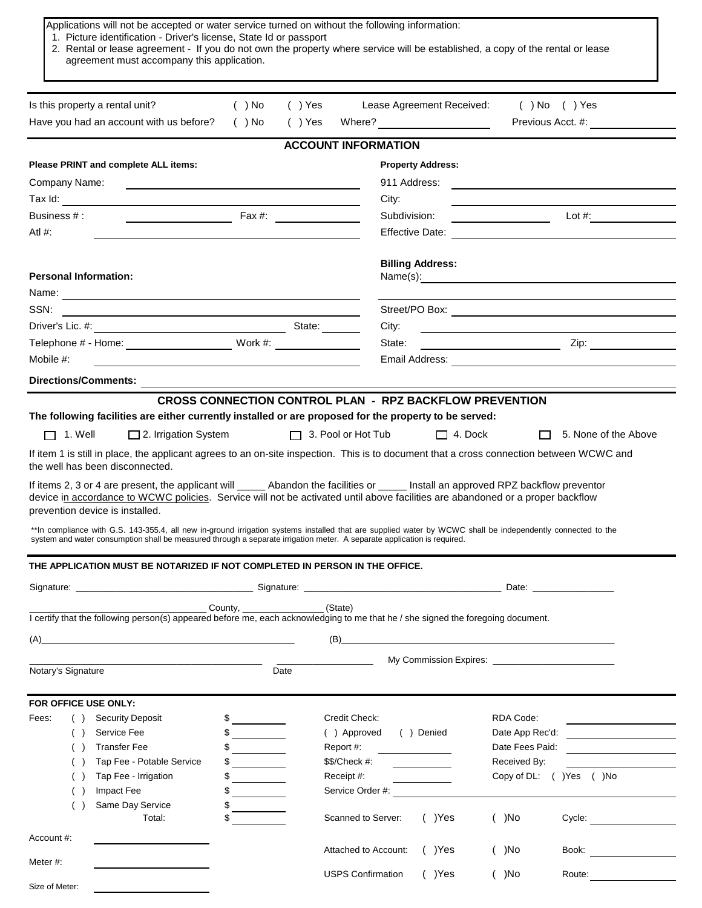Applications will not be accepted or water service turned on without the following information:

1. Picture identification - Driver's license, State Id or passport
2. Rental or lease agreement - If you do not own the property where service will be established, a copy of the rental or lease agreement must accompany this application.

Is this property a rental unit? ( ) No ( ) Yes Lease Agreement Received: ( ) No ( ) Yes

Have you had an account with us before? ( ) No ( ) Yes Where? \_\_\_\_\_\_\_\_\_\_ Previous Acct. #: \_\_\_\_\_\_\_\_\_\_

## ACCOUNT INFORMATION

**Please PRINT and complete ALL items:**

Company Name: \_\_\_\_\_\_\_\_\_\_

Tax Id: \_\_\_\_\_\_\_\_\_\_

Business # : \_\_\_\_\_\_\_\_\_\_ Fax #: \_\_\_\_\_\_\_\_\_\_

Atl #: \_\_\_\_\_\_\_\_\_\_

**Personal Information:**

Name: \_\_\_\_\_\_\_\_\_\_

SSN: \_\_\_\_\_\_\_\_\_\_

Driver's Lic. #: \_\_\_\_\_\_\_\_\_\_ State: \_\_\_\_\_\_\_\_\_\_

Telephone # - Home: \_\_\_\_\_\_\_\_\_\_ Work #: \_\_\_\_\_\_\_\_\_\_

Mobile #: \_\_\_\_\_\_\_\_\_\_

**Property Address:**

911 Address: \_\_\_\_\_\_\_\_\_\_

City: \_\_\_\_\_\_\_\_\_\_

Subdivision: \_\_\_\_\_\_\_\_\_\_ Lot #: \_\_\_\_\_\_\_\_\_\_

Effective Date: \_\_\_\_\_\_\_\_\_\_

**Billing Address:**

Name(s): \_\_\_\_\_\_\_\_\_\_

Street/PO Box: \_\_\_\_\_\_\_\_\_\_

City: \_\_\_\_\_\_\_\_\_\_

State: \_\_\_\_\_\_\_\_\_\_ Zip: \_\_\_\_\_\_\_\_\_\_

Email Address: \_\_\_\_\_\_\_\_\_\_

**Directions/Comments:** \_\_\_\_\_\_\_\_\_\_

## CROSS CONNECTION CONTROL PLAN - RPZ BACKFLOW PREVENTION

**The following facilities are either currently installed or are proposed for the property to be served:**

☐ 1. Well ☐ 2. Irrigation System ☐ 3. Pool or Hot Tub ☐ 4. Dock ☐ 5. None of the Above

If item 1 is still in place, the applicant agrees to an on-site inspection. This is to document that a cross connection between WCWC and the well has been disconnected.

If items 2, 3 or 4 are present, the applicant will \_\_\_\_\_ Abandon the facilities or \_\_\_\_\_ Install an approved RPZ backflow preventor device in accordance to WCWC policies. Service will not be activated until above facilities are abandoned or a proper backflow prevention device is installed.

**In compliance with G.S. 143-355.4, all new in-ground irrigation systems installed that are supplied water by WCWC shall be independently connected to the system and water consumption shall be measured through a separate irrigation meter. A separate application is required.

**THE APPLICATION MUST BE NOTARIZED IF NOT COMPLETED IN PERSON IN THE OFFICE.**

Signature: \_\_\_\_\_\_\_\_\_\_ Signature: \_\_\_\_\_\_\_\_\_\_ Date: \_\_\_\_\_\_\_\_\_\_

\_\_\_\_\_\_\_\_\_\_ County, \_\_\_\_\_\_\_\_\_\_ (State)

I certify that the following person(s) appeared before me, each acknowledging to me that he / she signed the foregoing document.

(A)\_\_\_\_\_\_\_\_\_\_ (B)\_\_\_\_\_\_\_\_\_\_

\_\_\_\_\_\_\_\_\_\_ \_\_\_\_\_\_\_\_\_\_ My Commission Expires: \_\_\_\_\_\_\_\_\_\_

Notary's Signature Date

**FOR OFFICE USE ONLY:**

| | | | | | | |
|---|---|---|---|---|---|---|
| Fees: | ( ) Security Deposit | $ | Credit Check: | | RDA Code: | |
| | ( ) Service Fee | $ | ( ) Approved ( ) Denied | | Date App Rec'd: | |
| | ( ) Transfer Fee | $ | Report #: | | Date Fees Paid: | |
| | ( ) Tap Fee - Potable Service | $ | $$/Check #: | | Received By: | |
| | ( ) Tap Fee - Irrigation | $ | Receipt #: | | Copy of DL: ( )Yes ( )No | |
| | ( ) Impact Fee | $ | Service Order #: | | | |
| | ( ) Same Day Service | $ | | | | |
| | Total: | $ | Scanned to Server: | ( )Yes | ( )No | Cycle: |
| Account #: | | | Attached to Account: | ( )Yes | ( )No | Book: |
| Meter #: | | | USPS Confirmation | ( )Yes | ( )No | Route: |
| Size of Meter: | | | | | | |